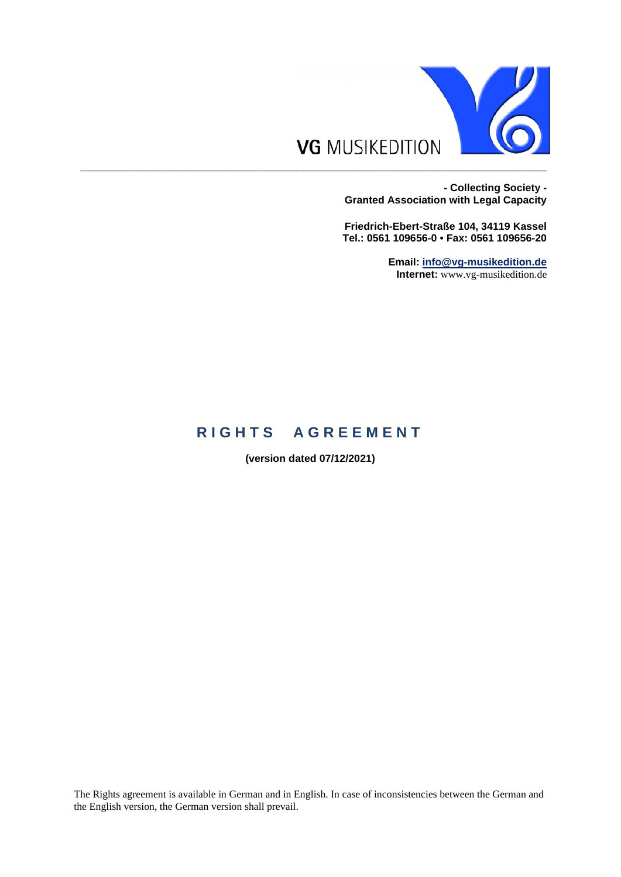VG MUSIKEDITION

**- Collecting Society -**
**Granted Association with Legal Capacity**

**Friedrich-Ebert-Straße 104, 34119 Kassel**
**Tel.: 0561 109656-0 • Fax: 0561 109656-20**

**Email:** [info@vg-musikedition.de](mailto:info@vg-musikedition.de)
**Internet:** www.vg-musikedition.de

# RIGHTS AGREEMENT

**(version dated 07/12/2021)**

The Rights agreement is available in German and in English. In case of inconsistencies between the German and the English version, the German version shall prevail.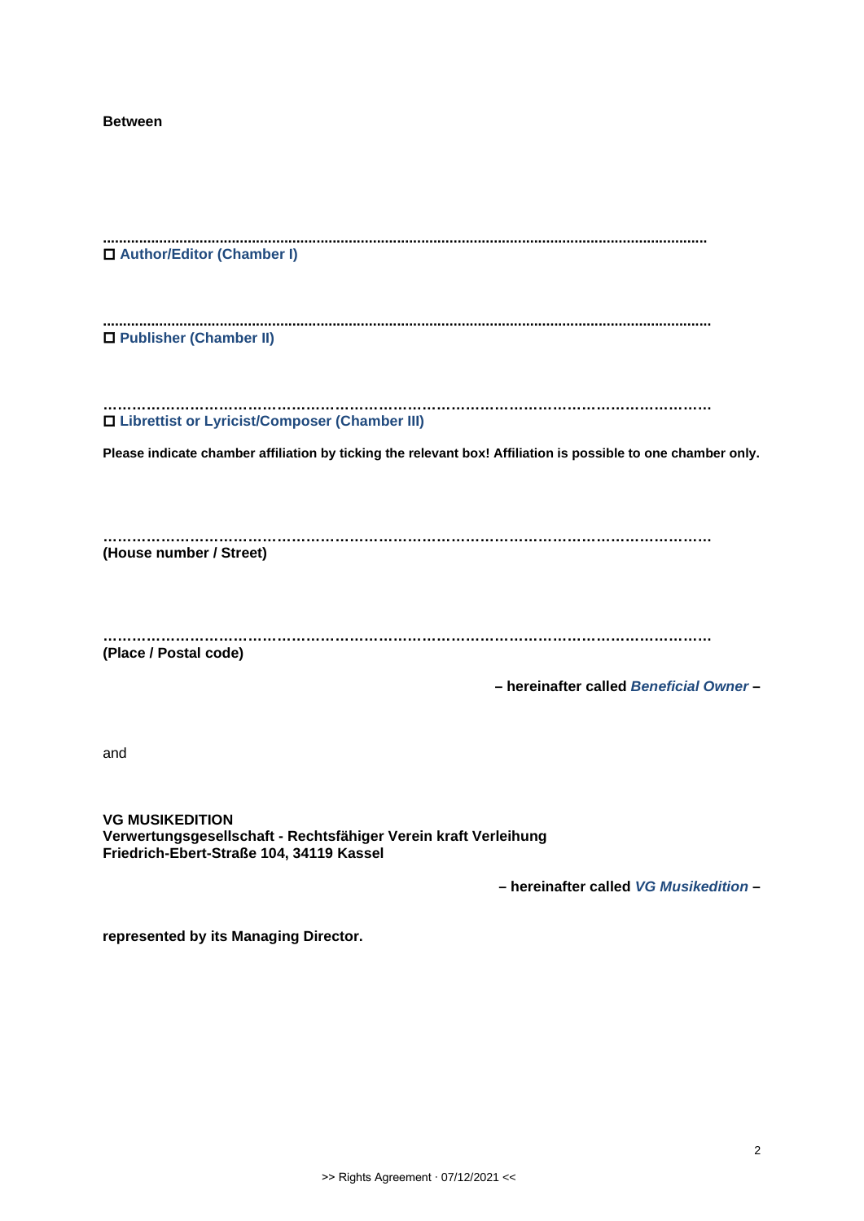**Between**

................................................................................................................................................

☐ **Author/Editor (Chamber I)**

................................................................................................................................................

☐ **Publisher (Chamber II)**

……………………………………………………………………………………………………………

☐ **Librettist or Lyricist/Composer (Chamber III)**

**Please indicate chamber affiliation by ticking the relevant box! Affiliation is possible to one chamber only.**

……………………………………………………………………………………………………………

**(House number / Street)**

……………………………………………………………………………………………………………

**(Place / Postal code)**

**– hereinafter called *Beneficial Owner* –**

and

**VG MUSIKEDITION**
**Verwertungsgesellschaft - Rechtsfähiger Verein kraft Verleihung**
**Friedrich-Ebert-Straße 104, 34119 Kassel**

**– hereinafter called *VG Musikedition* –**

**represented by its Managing Director.**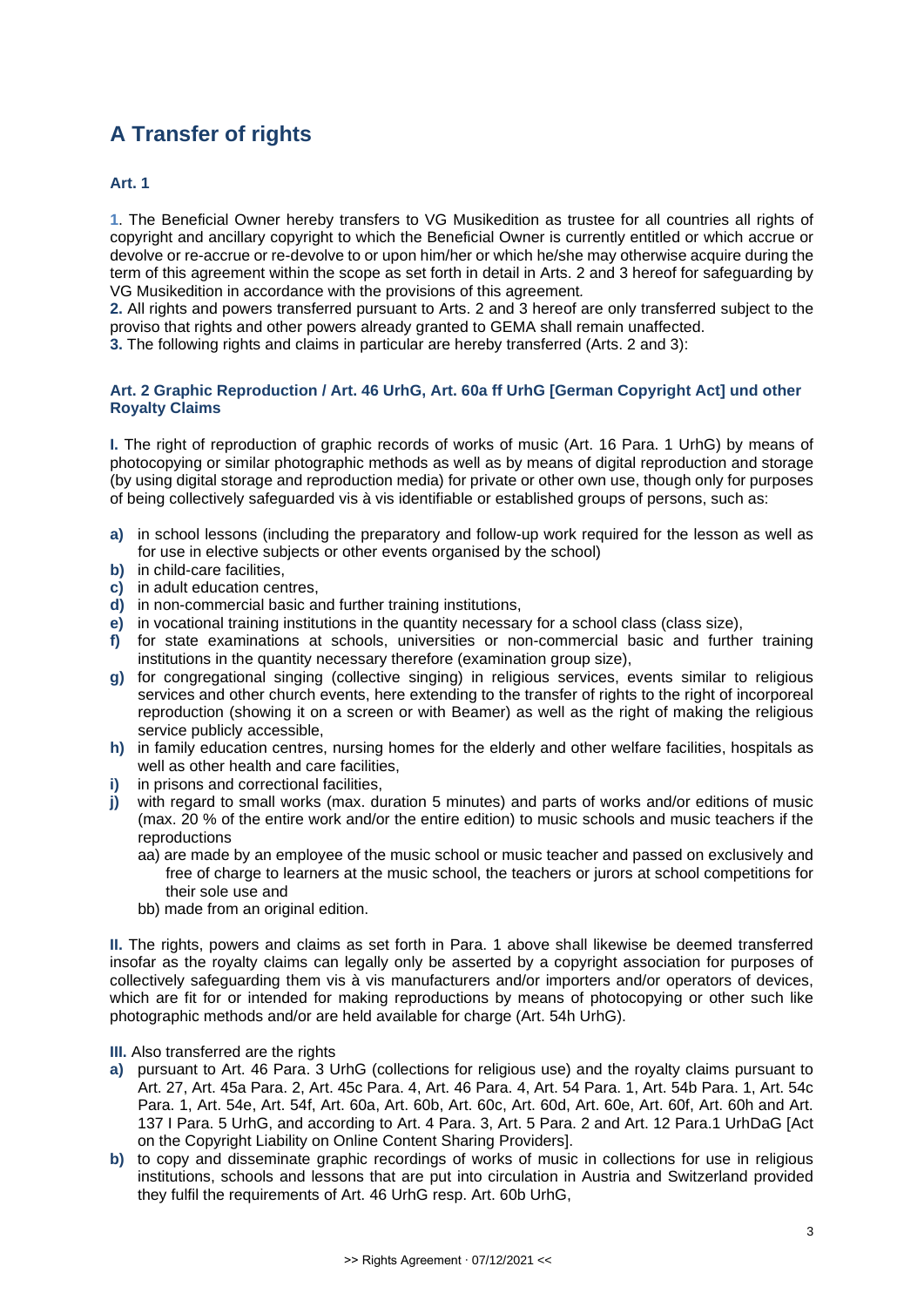# A Transfer of rights

### Art. 1

**1**. The Beneficial Owner hereby transfers to VG Musikedition as trustee for all countries all rights of copyright and ancillary copyright to which the Beneficial Owner is currently entitled or which accrue or devolve or re-accrue or re-devolve to or upon him/her or which he/she may otherwise acquire during the term of this agreement within the scope as set forth in detail in Arts. 2 and 3 hereof for safeguarding by VG Musikedition in accordance with the provisions of this agreement.
**2.** All rights and powers transferred pursuant to Arts. 2 and 3 hereof are only transferred subject to the proviso that rights and other powers already granted to GEMA shall remain unaffected.
**3.** The following rights and claims in particular are hereby transferred (Arts. 2 and 3):

### Art. 2 Graphic Reproduction / Art. 46 UrhG, Art. 60a ff UrhG [German Copyright Act] und other Royalty Claims

**I.** The right of reproduction of graphic records of works of music (Art. 16 Para. 1 UrhG) by means of photocopying or similar photographic methods as well as by means of digital reproduction and storage (by using digital storage and reproduction media) for private or other own use, though only for purposes of being collectively safeguarded vis à vis identifiable or established groups of persons, such as:

**a)** in school lessons (including the preparatory and follow-up work required for the lesson as well as for use in elective subjects or other events organised by the school)
**b)** in child-care facilities,
**c)** in adult education centres,
**d)** in non-commercial basic and further training institutions,
**e)** in vocational training institutions in the quantity necessary for a school class (class size),
**f)** for state examinations at schools, universities or non-commercial basic and further training institutions in the quantity necessary therefore (examination group size),
**g)** for congregational singing (collective singing) in religious services, events similar to religious services and other church events, here extending to the transfer of rights to the right of incorporeal reproduction (showing it on a screen or with Beamer) as well as the right of making the religious service publicly accessible,
**h)** in family education centres, nursing homes for the elderly and other welfare facilities, hospitals as well as other health and care facilities,
**i)** in prisons and correctional facilities,
**j)** with regard to small works (max. duration 5 minutes) and parts of works and/or editions of music (max. 20 % of the entire work and/or the entire edition) to music schools and music teachers if the reproductions
   aa) are made by an employee of the music school or music teacher and passed on exclusively and free of charge to learners at the music school, the teachers or jurors at school competitions for their sole use and
   bb) made from an original edition.

**II.** The rights, powers and claims as set forth in Para. 1 above shall likewise be deemed transferred insofar as the royalty claims can legally only be asserted by a copyright association for purposes of collectively safeguarding them vis à vis manufacturers and/or importers and/or operators of devices, which are fit for or intended for making reproductions by means of photocopying or other such like photographic methods and/or are held available for charge (Art. 54h UrhG).

**III.** Also transferred are the rights
**a)** pursuant to Art. 46 Para. 3 UrhG (collections for religious use) and the royalty claims pursuant to Art. 27, Art. 45a Para. 2, Art. 45c Para. 4, Art. 46 Para. 4, Art. 54 Para. 1, Art. 54b Para. 1, Art. 54c Para. 1, Art. 54e, Art. 54f, Art. 60a, Art. 60b, Art. 60c, Art. 60d, Art. 60e, Art. 60f, Art. 60h and Art. 137 I Para. 5 UrhG, and according to Art. 4 Para. 3, Art. 5 Para. 2 and Art. 12 Para.1 UrhDaG [Act on the Copyright Liability on Online Content Sharing Providers].
**b)** to copy and disseminate graphic recordings of works of music in collections for use in religious institutions, schools and lessons that are put into circulation in Austria and Switzerland provided they fulfil the requirements of Art. 46 UrhG resp. Art. 60b UrhG,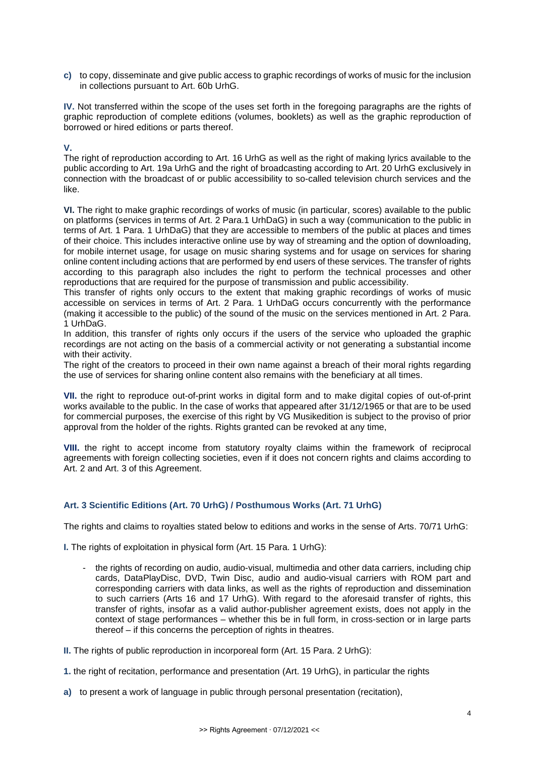**c)** to copy, disseminate and give public access to graphic recordings of works of music for the inclusion in collections pursuant to Art. 60b UrhG.

**IV.** Not transferred within the scope of the uses set forth in the foregoing paragraphs are the rights of graphic reproduction of complete editions (volumes, booklets) as well as the graphic reproduction of borrowed or hired editions or parts thereof.

**V.**

The right of reproduction according to Art. 16 UrhG as well as the right of making lyrics available to the public according to Art. 19a UrhG and the right of broadcasting according to Art. 20 UrhG exclusively in connection with the broadcast of or public accessibility to so-called television church services and the like.

**VI.** The right to make graphic recordings of works of music (in particular, scores) available to the public on platforms (services in terms of Art. 2 Para.1 UrhDaG) in such a way (communication to the public in terms of Art. 1 Para. 1 UrhDaG) that they are accessible to members of the public at places and times of their choice. This includes interactive online use by way of streaming and the option of downloading, for mobile internet usage, for usage on music sharing systems and for usage on services for sharing online content including actions that are performed by end users of these services. The transfer of rights according to this paragraph also includes the right to perform the technical processes and other reproductions that are required for the purpose of transmission and public accessibility.

This transfer of rights only occurs to the extent that making graphic recordings of works of music accessible on services in terms of Art. 2 Para. 1 UrhDaG occurs concurrently with the performance (making it accessible to the public) of the sound of the music on the services mentioned in Art. 2 Para. 1 UrhDaG.

In addition, this transfer of rights only occurs if the users of the service who uploaded the graphic recordings are not acting on the basis of a commercial activity or not generating a substantial income with their activity.

The right of the creators to proceed in their own name against a breach of their moral rights regarding the use of services for sharing online content also remains with the beneficiary at all times.

**VII.** the right to reproduce out-of-print works in digital form and to make digital copies of out-of-print works available to the public. In the case of works that appeared after 31/12/1965 or that are to be used for commercial purposes, the exercise of this right by VG Musikedition is subject to the proviso of prior approval from the holder of the rights. Rights granted can be revoked at any time,

**VIII.** the right to accept income from statutory royalty claims within the framework of reciprocal agreements with foreign collecting societies, even if it does not concern rights and claims according to Art. 2 and Art. 3 of this Agreement.

### Art. 3 Scientific Editions (Art. 70 UrhG) / Posthumous Works (Art. 71 UrhG)

The rights and claims to royalties stated below to editions and works in the sense of Arts. 70/71 UrhG:

**I.** The rights of exploitation in physical form (Art. 15 Para. 1 UrhG):

- the rights of recording on audio, audio-visual, multimedia and other data carriers, including chip cards, DataPlayDisc, DVD, Twin Disc, audio and audio-visual carriers with ROM part and corresponding carriers with data links, as well as the rights of reproduction and dissemination to such carriers (Arts 16 and 17 UrhG). With regard to the aforesaid transfer of rights, this transfer of rights, insofar as a valid author-publisher agreement exists, does not apply in the context of stage performances – whether this be in full form, in cross-section or in large parts thereof – if this concerns the perception of rights in theatres.

**II.** The rights of public reproduction in incorporeal form (Art. 15 Para. 2 UrhG):

**1.** the right of recitation, performance and presentation (Art. 19 UrhG), in particular the rights

**a)** to present a work of language in public through personal presentation (recitation),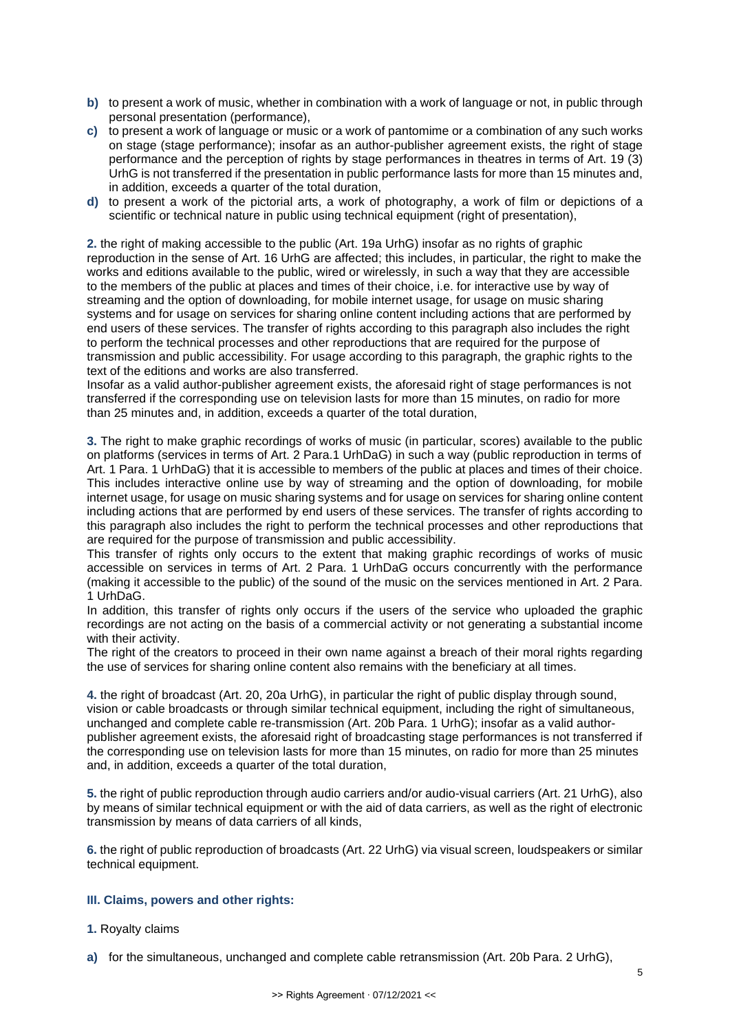**b)** to present a work of music, whether in combination with a work of language or not, in public through personal presentation (performance),

**c)** to present a work of language or music or a work of pantomime or a combination of any such works on stage (stage performance); insofar as an author-publisher agreement exists, the right of stage performance and the perception of rights by stage performances in theatres in terms of Art. 19 (3) UrhG is not transferred if the presentation in public performance lasts for more than 15 minutes and, in addition, exceeds a quarter of the total duration,

**d)** to present a work of the pictorial arts, a work of photography, a work of film or depictions of a scientific or technical nature in public using technical equipment (right of presentation),

**2.** the right of making accessible to the public (Art. 19a UrhG) insofar as no rights of graphic reproduction in the sense of Art. 16 UrhG are affected; this includes, in particular, the right to make the works and editions available to the public, wired or wirelessly, in such a way that they are accessible to the members of the public at places and times of their choice, i.e. for interactive use by way of streaming and the option of downloading, for mobile internet usage, for usage on music sharing systems and for usage on services for sharing online content including actions that are performed by end users of these services. The transfer of rights according to this paragraph also includes the right to perform the technical processes and other reproductions that are required for the purpose of transmission and public accessibility. For usage according to this paragraph, the graphic rights to the text of the editions and works are also transferred.
Insofar as a valid author-publisher agreement exists, the aforesaid right of stage performances is not transferred if the corresponding use on television lasts for more than 15 minutes, on radio for more than 25 minutes and, in addition, exceeds a quarter of the total duration,

**3.** The right to make graphic recordings of works of music (in particular, scores) available to the public on platforms (services in terms of Art. 2 Para.1 UrhDaG) in such a way (public reproduction in terms of Art. 1 Para. 1 UrhDaG) that it is accessible to members of the public at places and times of their choice. This includes interactive online use by way of streaming and the option of downloading, for mobile internet usage, for usage on music sharing systems and for usage on services for sharing online content including actions that are performed by end users of these services. The transfer of rights according to this paragraph also includes the right to perform the technical processes and other reproductions that are required for the purpose of transmission and public accessibility.
This transfer of rights only occurs to the extent that making graphic recordings of works of music accessible on services in terms of Art. 2 Para. 1 UrhDaG occurs concurrently with the performance (making it accessible to the public) of the sound of the music on the services mentioned in Art. 2 Para. 1 UrhDaG.
In addition, this transfer of rights only occurs if the users of the service who uploaded the graphic recordings are not acting on the basis of a commercial activity or not generating a substantial income with their activity.
The right of the creators to proceed in their own name against a breach of their moral rights regarding the use of services for sharing online content also remains with the beneficiary at all times.

**4.** the right of broadcast (Art. 20, 20a UrhG), in particular the right of public display through sound, vision or cable broadcasts or through similar technical equipment, including the right of simultaneous, unchanged and complete cable re-transmission (Art. 20b Para. 1 UrhG); insofar as a valid author-publisher agreement exists, the aforesaid right of broadcasting stage performances is not transferred if the corresponding use on television lasts for more than 15 minutes, on radio for more than 25 minutes and, in addition, exceeds a quarter of the total duration,

**5.** the right of public reproduction through audio carriers and/or audio-visual carriers (Art. 21 UrhG), also by means of similar technical equipment or with the aid of data carriers, as well as the right of electronic transmission by means of data carriers of all kinds,

**6.** the right of public reproduction of broadcasts (Art. 22 UrhG) via visual screen, loudspeakers or similar technical equipment.

### III. Claims, powers and other rights:

**1.** Royalty claims

**a)** for the simultaneous, unchanged and complete cable retransmission (Art. 20b Para. 2 UrhG),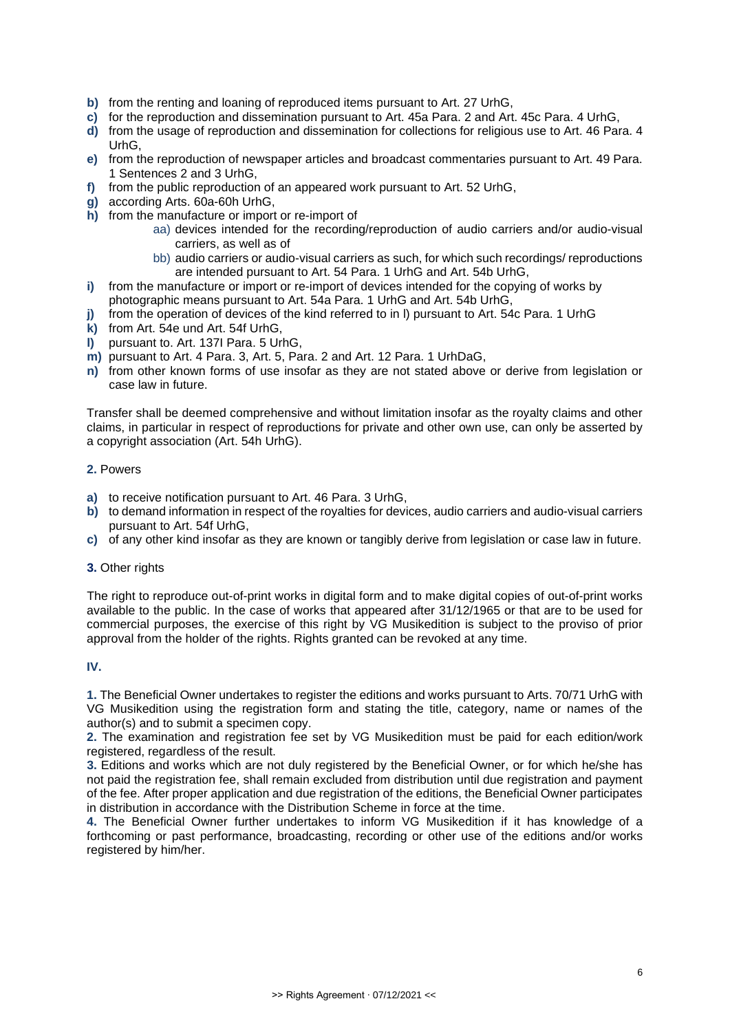- **b)** from the renting and loaning of reproduced items pursuant to Art. 27 UrhG,
- **c)** for the reproduction and dissemination pursuant to Art. 45a Para. 2 and Art. 45c Para. 4 UrhG,
- **d)** from the usage of reproduction and dissemination for collections for religious use to Art. 46 Para. 4 UrhG,
- **e)** from the reproduction of newspaper articles and broadcast commentaries pursuant to Art. 49 Para. 1 Sentences 2 and 3 UrhG,
- **f)** from the public reproduction of an appeared work pursuant to Art. 52 UrhG,
- **g)** according Arts. 60a-60h UrhG,
- **h)** from the manufacture or import or re-import of
  - aa) devices intended for the recording/reproduction of audio carriers and/or audio-visual carriers, as well as of
  - bb) audio carriers or audio-visual carriers as such, for which such recordings/ reproductions are intended pursuant to Art. 54 Para. 1 UrhG and Art. 54b UrhG,
- **i)** from the manufacture or import or re-import of devices intended for the copying of works by photographic means pursuant to Art. 54a Para. 1 UrhG and Art. 54b UrhG,
- **j)** from the operation of devices of the kind referred to in l) pursuant to Art. 54c Para. 1 UrhG
- **k)** from Art. 54e und Art. 54f UrhG,
- **l)** pursuant to. Art. 137l Para. 5 UrhG,
- **m)** pursuant to Art. 4 Para. 3, Art. 5, Para. 2 and Art. 12 Para. 1 UrhDaG,
- **n)** from other known forms of use insofar as they are not stated above or derive from legislation or case law in future.

Transfer shall be deemed comprehensive and without limitation insofar as the royalty claims and other claims, in particular in respect of reproductions for private and other own use, can only be asserted by a copyright association (Art. 54h UrhG).

**2.** Powers

- **a)** to receive notification pursuant to Art. 46 Para. 3 UrhG,
- **b)** to demand information in respect of the royalties for devices, audio carriers and audio-visual carriers pursuant to Art. 54f UrhG,
- **c)** of any other kind insofar as they are known or tangibly derive from legislation or case law in future.

**3.** Other rights

The right to reproduce out-of-print works in digital form and to make digital copies of out-of-print works available to the public. In the case of works that appeared after 31/12/1965 or that are to be used for commercial purposes, the exercise of this right by VG Musikedition is subject to the proviso of prior approval from the holder of the rights. Rights granted can be revoked at any time.

**IV.**

**1.** The Beneficial Owner undertakes to register the editions and works pursuant to Arts. 70/71 UrhG with VG Musikedition using the registration form and stating the title, category, name or names of the author(s) and to submit a specimen copy.

**2.** The examination and registration fee set by VG Musikedition must be paid for each edition/work registered, regardless of the result.

**3.** Editions and works which are not duly registered by the Beneficial Owner, or for which he/she has not paid the registration fee, shall remain excluded from distribution until due registration and payment of the fee. After proper application and due registration of the editions, the Beneficial Owner participates in distribution in accordance with the Distribution Scheme in force at the time.

**4.** The Beneficial Owner further undertakes to inform VG Musikedition if it has knowledge of a forthcoming or past performance, broadcasting, recording or other use of the editions and/or works registered by him/her.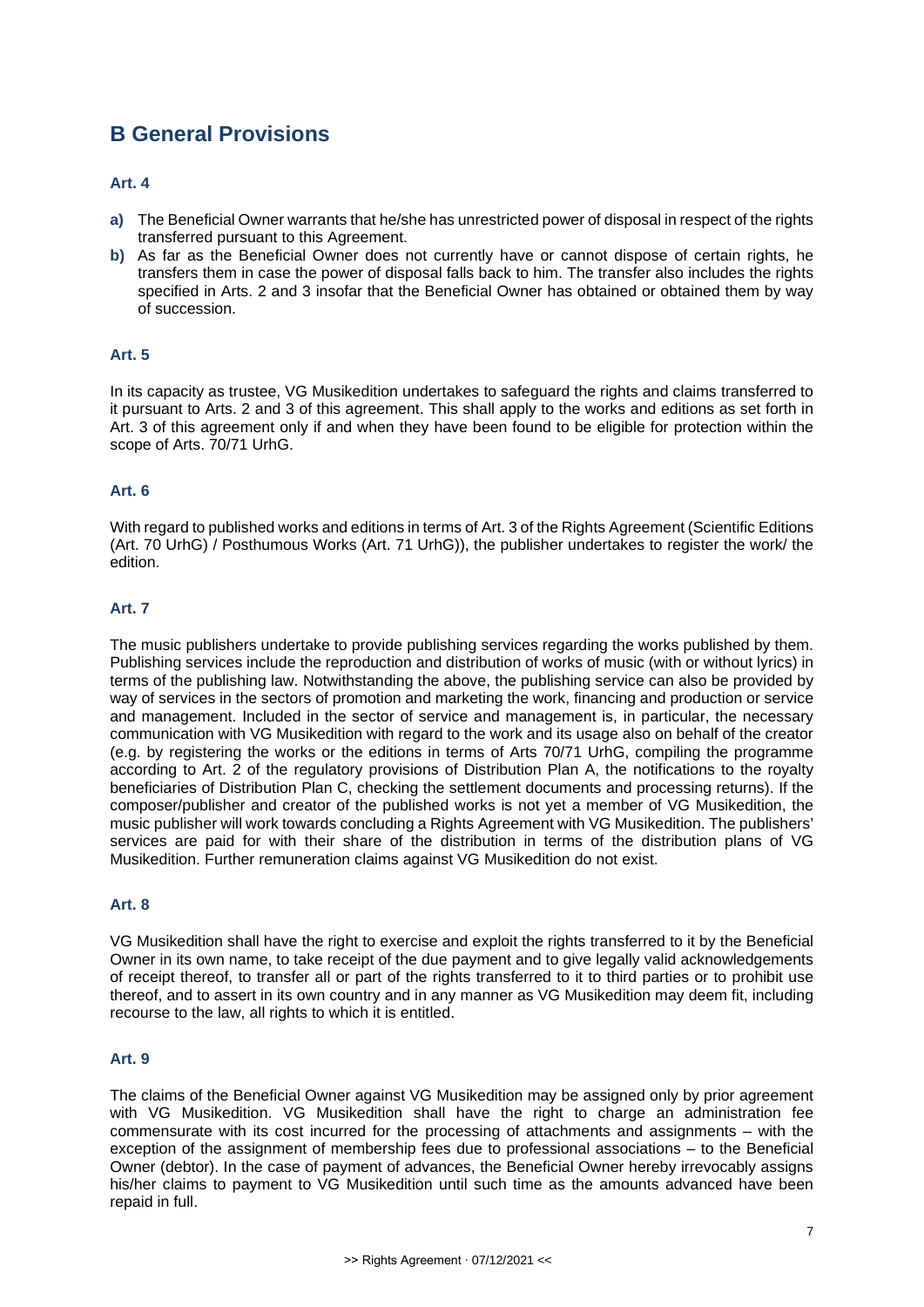# B General Provisions

### Art. 4

**a)** The Beneficial Owner warrants that he/she has unrestricted power of disposal in respect of the rights transferred pursuant to this Agreement.

**b)** As far as the Beneficial Owner does not currently have or cannot dispose of certain rights, he transfers them in case the power of disposal falls back to him. The transfer also includes the rights specified in Arts. 2 and 3 insofar that the Beneficial Owner has obtained or obtained them by way of succession.

### Art. 5

In its capacity as trustee, VG Musikedition undertakes to safeguard the rights and claims transferred to it pursuant to Arts. 2 and 3 of this agreement. This shall apply to the works and editions as set forth in Art. 3 of this agreement only if and when they have been found to be eligible for protection within the scope of Arts. 70/71 UrhG.

### Art. 6

With regard to published works and editions in terms of Art. 3 of the Rights Agreement (Scientific Editions (Art. 70 UrhG) / Posthumous Works (Art. 71 UrhG)), the publisher undertakes to register the work/ the edition.

### Art. 7

The music publishers undertake to provide publishing services regarding the works published by them. Publishing services include the reproduction and distribution of works of music (with or without lyrics) in terms of the publishing law. Notwithstanding the above, the publishing service can also be provided by way of services in the sectors of promotion and marketing the work, financing and production or service and management. Included in the sector of service and management is, in particular, the necessary communication with VG Musikedition with regard to the work and its usage also on behalf of the creator (e.g. by registering the works or the editions in terms of Arts 70/71 UrhG, compiling the programme according to Art. 2 of the regulatory provisions of Distribution Plan A, the notifications to the royalty beneficiaries of Distribution Plan C, checking the settlement documents and processing returns). If the composer/publisher and creator of the published works is not yet a member of VG Musikedition, the music publisher will work towards concluding a Rights Agreement with VG Musikedition. The publishers' services are paid for with their share of the distribution in terms of the distribution plans of VG Musikedition. Further remuneration claims against VG Musikedition do not exist.

### Art. 8

VG Musikedition shall have the right to exercise and exploit the rights transferred to it by the Beneficial Owner in its own name, to take receipt of the due payment and to give legally valid acknowledgements of receipt thereof, to transfer all or part of the rights transferred to it to third parties or to prohibit use thereof, and to assert in its own country and in any manner as VG Musikedition may deem fit, including recourse to the law, all rights to which it is entitled.

### Art. 9

The claims of the Beneficial Owner against VG Musikedition may be assigned only by prior agreement with VG Musikedition. VG Musikedition shall have the right to charge an administration fee commensurate with its cost incurred for the processing of attachments and assignments – with the exception of the assignment of membership fees due to professional associations – to the Beneficial Owner (debtor). In the case of payment of advances, the Beneficial Owner hereby irrevocably assigns his/her claims to payment to VG Musikedition until such time as the amounts advanced have been repaid in full.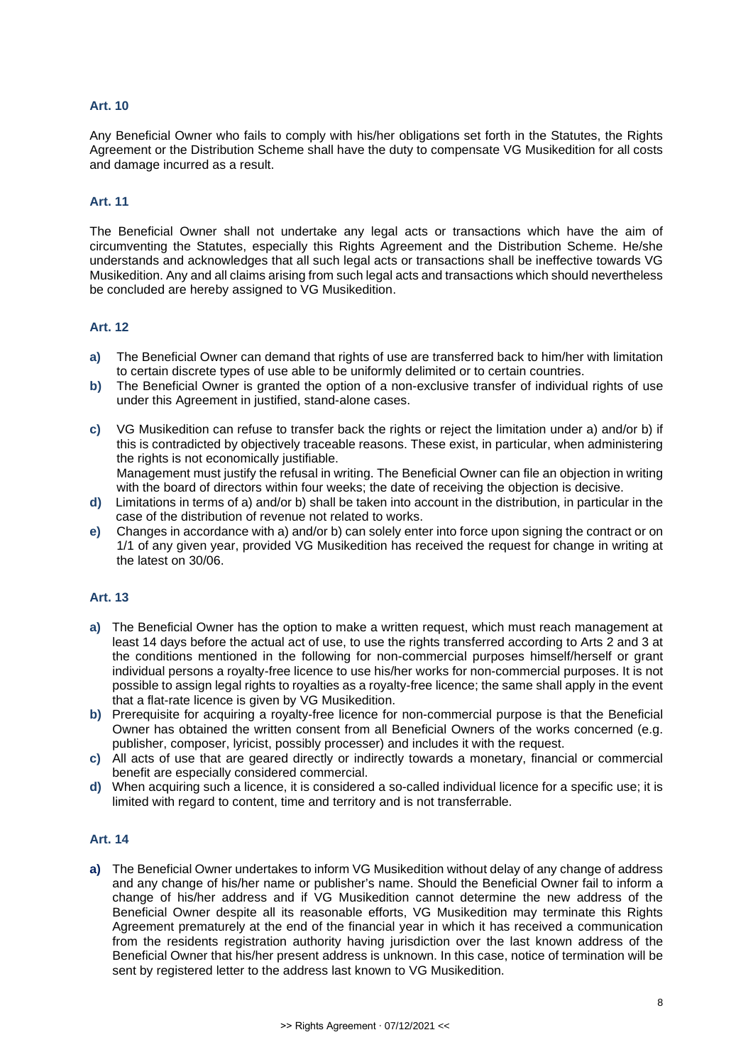### Art. 10

Any Beneficial Owner who fails to comply with his/her obligations set forth in the Statutes, the Rights Agreement or the Distribution Scheme shall have the duty to compensate VG Musikedition for all costs and damage incurred as a result.

### Art. 11

The Beneficial Owner shall not undertake any legal acts or transactions which have the aim of circumventing the Statutes, especially this Rights Agreement and the Distribution Scheme. He/she understands and acknowledges that all such legal acts or transactions shall be ineffective towards VG Musikedition. Any and all claims arising from such legal acts and transactions which should nevertheless be concluded are hereby assigned to VG Musikedition.

### Art. 12

**a)** The Beneficial Owner can demand that rights of use are transferred back to him/her with limitation to certain discrete types of use able to be uniformly delimited or to certain countries.

**b)** The Beneficial Owner is granted the option of a non-exclusive transfer of individual rights of use under this Agreement in justified, stand-alone cases.

**c)** VG Musikedition can refuse to transfer back the rights or reject the limitation under a) and/or b) if this is contradicted by objectively traceable reasons. These exist, in particular, when administering the rights is not economically justifiable.
Management must justify the refusal in writing. The Beneficial Owner can file an objection in writing with the board of directors within four weeks; the date of receiving the objection is decisive.

**d)** Limitations in terms of a) and/or b) shall be taken into account in the distribution, in particular in the case of the distribution of revenue not related to works.

**e)** Changes in accordance with a) and/or b) can solely enter into force upon signing the contract or on 1/1 of any given year, provided VG Musikedition has received the request for change in writing at the latest on 30/06.

### Art. 13

**a)** The Beneficial Owner has the option to make a written request, which must reach management at least 14 days before the actual act of use, to use the rights transferred according to Arts 2 and 3 at the conditions mentioned in the following for non-commercial purposes himself/herself or grant individual persons a royalty-free licence to use his/her works for non-commercial purposes. It is not possible to assign legal rights to royalties as a royalty-free licence; the same shall apply in the event that a flat-rate licence is given by VG Musikedition.

**b)** Prerequisite for acquiring a royalty-free licence for non-commercial purpose is that the Beneficial Owner has obtained the written consent from all Beneficial Owners of the works concerned (e.g. publisher, composer, lyricist, possibly processer) and includes it with the request.

**c)** All acts of use that are geared directly or indirectly towards a monetary, financial or commercial benefit are especially considered commercial.

**d)** When acquiring such a licence, it is considered a so-called individual licence for a specific use; it is limited with regard to content, time and territory and is not transferrable.

### Art. 14

**a)** The Beneficial Owner undertakes to inform VG Musikedition without delay of any change of address and any change of his/her name or publisher's name. Should the Beneficial Owner fail to inform a change of his/her address and if VG Musikedition cannot determine the new address of the Beneficial Owner despite all its reasonable efforts, VG Musikedition may terminate this Rights Agreement prematurely at the end of the financial year in which it has received a communication from the residents registration authority having jurisdiction over the last known address of the Beneficial Owner that his/her present address is unknown. In this case, notice of termination will be sent by registered letter to the address last known to VG Musikedition.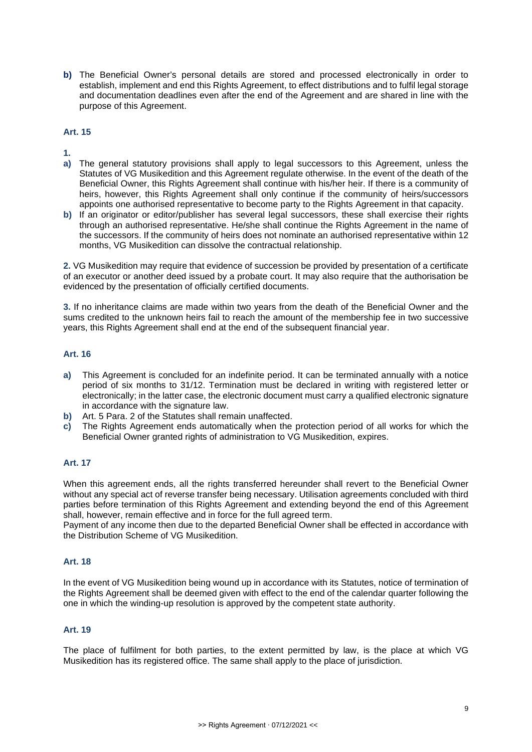**b)** The Beneficial Owner's personal details are stored and processed electronically in order to establish, implement and end this Rights Agreement, to effect distributions and to fulfil legal storage and documentation deadlines even after the end of the Agreement and are shared in line with the purpose of this Agreement.

### Art. 15

**1.**

**a)** The general statutory provisions shall apply to legal successors to this Agreement, unless the Statutes of VG Musikedition and this Agreement regulate otherwise. In the event of the death of the Beneficial Owner, this Rights Agreement shall continue with his/her heir. If there is a community of heirs, however, this Rights Agreement shall only continue if the community of heirs/successors appoints one authorised representative to become party to the Rights Agreement in that capacity.

**b)** If an originator or editor/publisher has several legal successors, these shall exercise their rights through an authorised representative. He/she shall continue the Rights Agreement in the name of the successors. If the community of heirs does not nominate an authorised representative within 12 months, VG Musikedition can dissolve the contractual relationship.

**2.** VG Musikedition may require that evidence of succession be provided by presentation of a certificate of an executor or another deed issued by a probate court. It may also require that the authorisation be evidenced by the presentation of officially certified documents.

**3.** If no inheritance claims are made within two years from the death of the Beneficial Owner and the sums credited to the unknown heirs fail to reach the amount of the membership fee in two successive years, this Rights Agreement shall end at the end of the subsequent financial year.

### Art. 16

**a)** This Agreement is concluded for an indefinite period. It can be terminated annually with a notice period of six months to 31/12. Termination must be declared in writing with registered letter or electronically; in the latter case, the electronic document must carry a qualified electronic signature in accordance with the signature law.

**b)** Art. 5 Para. 2 of the Statutes shall remain unaffected.

**c)** The Rights Agreement ends automatically when the protection period of all works for which the Beneficial Owner granted rights of administration to VG Musikedition, expires.

### Art. 17

When this agreement ends, all the rights transferred hereunder shall revert to the Beneficial Owner without any special act of reverse transfer being necessary. Utilisation agreements concluded with third parties before termination of this Rights Agreement and extending beyond the end of this Agreement shall, however, remain effective and in force for the full agreed term.
Payment of any income then due to the departed Beneficial Owner shall be effected in accordance with the Distribution Scheme of VG Musikedition.

### Art. 18

In the event of VG Musikedition being wound up in accordance with its Statutes, notice of termination of the Rights Agreement shall be deemed given with effect to the end of the calendar quarter following the one in which the winding-up resolution is approved by the competent state authority.

### Art. 19

The place of fulfilment for both parties, to the extent permitted by law, is the place at which VG Musikedition has its registered office. The same shall apply to the place of jurisdiction.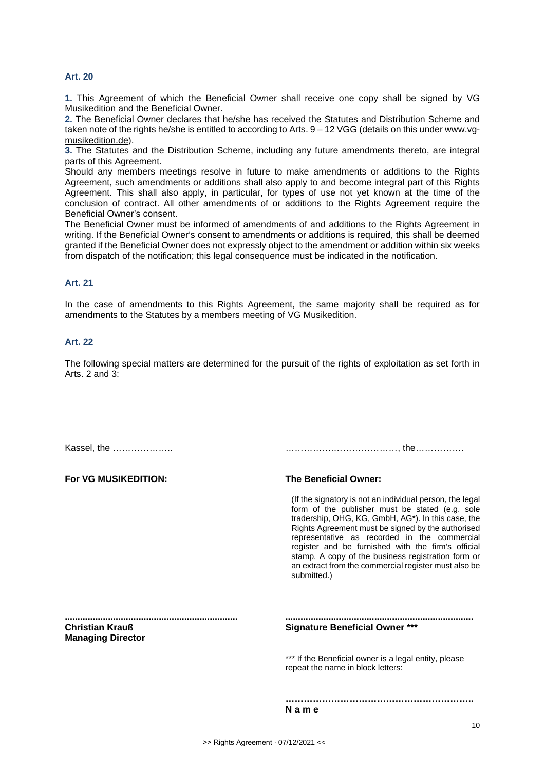### Art. 20

**1.** This Agreement of which the Beneficial Owner shall receive one copy shall be signed by VG Musikedition and the Beneficial Owner.
**2.** The Beneficial Owner declares that he/she has received the Statutes and Distribution Scheme and taken note of the rights he/she is entitled to according to Arts. 9 – 12 VGG (details on this under www.vg-musikedition.de).
**3.** The Statutes and the Distribution Scheme, including any future amendments thereto, are integral parts of this Agreement.
Should any members meetings resolve in future to make amendments or additions to the Rights Agreement, such amendments or additions shall also apply to and become integral part of this Rights Agreement. This shall also apply, in particular, for types of use not yet known at the time of the conclusion of contract. All other amendments of or additions to the Rights Agreement require the Beneficial Owner's consent.
The Beneficial Owner must be informed of amendments of and additions to the Rights Agreement in writing. If the Beneficial Owner's consent to amendments or additions is required, this shall be deemed granted if the Beneficial Owner does not expressly object to the amendment or addition within six weeks from dispatch of the notification; this legal consequence must be indicated in the notification.

### Art. 21

In the case of amendments to this Rights Agreement, the same majority shall be required as for amendments to the Statutes by a members meeting of VG Musikedition.

### Art. 22

The following special matters are determined for the pursuit of the rights of exploitation as set forth in Arts. 2 and 3:

Kassel, the ………………..

……………….………………., the…………….

**For VG MUSIKEDITION:**

**The Beneficial Owner:**

(If the signatory is not an individual person, the legal form of the publisher must be stated (e.g. sole tradership, OHG, KG, GmbH, AG*). In this case, the Rights Agreement must be signed by the authorised representative as recorded in the commercial register and be furnished with the firm's official stamp. A copy of the business registration form or an extract from the commercial register must also be submitted.)

..................................................................
**Christian Krauß**
**Managing Director**

........................................................................
**Signature Beneficial Owner ***

*** If the Beneficial owner is a legal entity, please repeat the name in block letters:

**……………………………………………………..**
**N a m e**